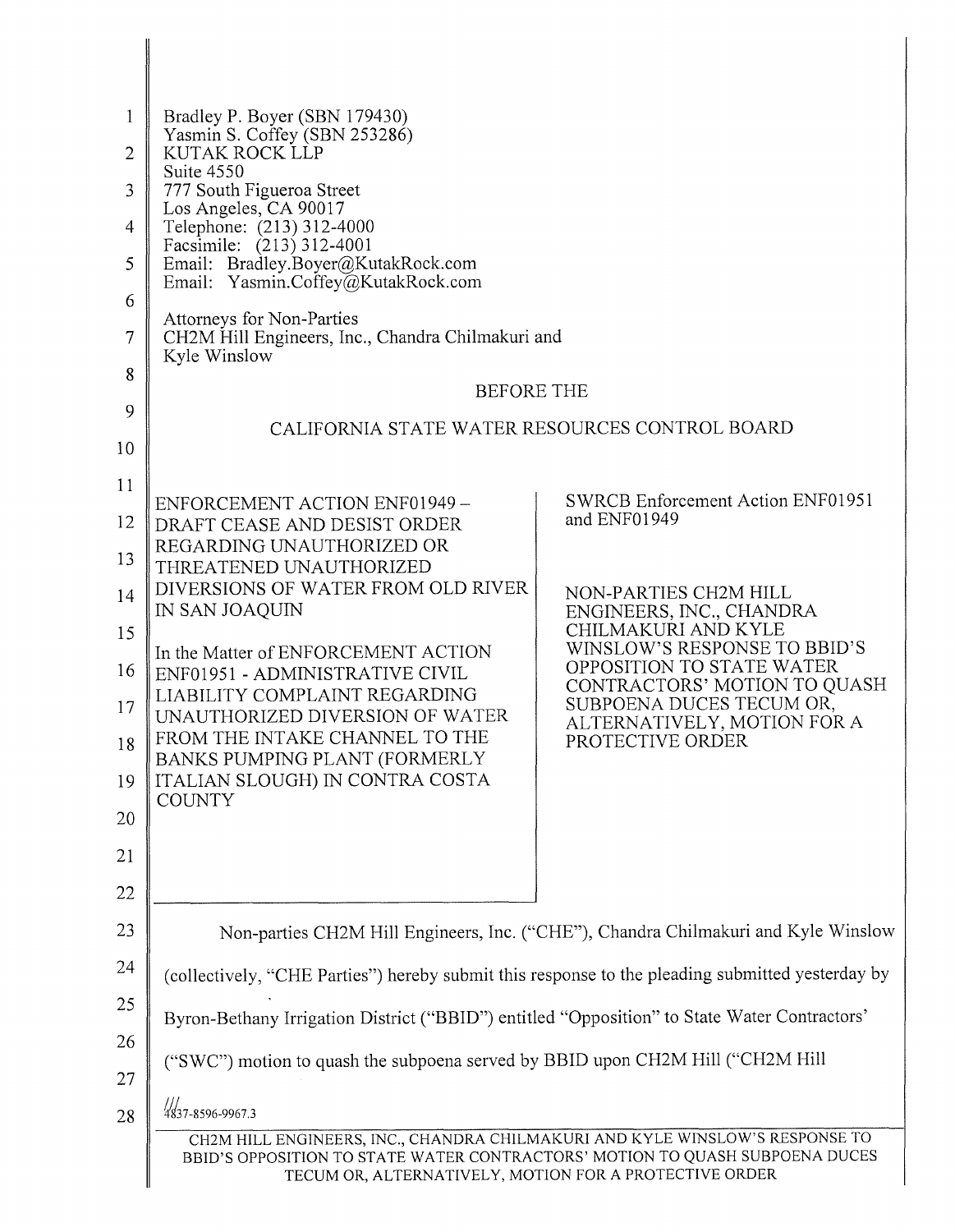Bradley P. Boyer (SBN 179430)
Yasmin S. Coffey (SBN 253286)
KUTAK ROCK LLP
Suite 4550
777 South Figueroa Street
Los Angeles, CA 90017
Telephone: (213) 312-4000
Facsimile: (213) 312-4001
Email: Bradley.Boyer@KutakRock.com
Email: Yasmin.Coffey@KutakRock.com

Attorneys for Non-Parties
CH2M Hill Engineers, Inc., Chandra Chilmakuri and Kyle Winslow

BEFORE THE

CALIFORNIA STATE WATER RESOURCES CONTROL BOARD

| | |
|---|---|
| ENFORCEMENT ACTION ENF01949 – DRAFT CEASE AND DESIST ORDER REGARDING UNAUTHORIZED OR THREATENED UNAUTHORIZED DIVERSIONS OF WATER FROM OLD RIVER IN SAN JOAQUIN<br><br>In the Matter of ENFORCEMENT ACTION ENF01951 - ADMINISTRATIVE CIVIL LIABILITY COMPLAINT REGARDING UNAUTHORIZED DIVERSION OF WATER FROM THE INTAKE CHANNEL TO THE BANKS PUMPING PLANT (FORMERLY ITALIAN SLOUGH) IN CONTRA COSTA COUNTY | SWRCB Enforcement Action ENF01951 and ENF01949<br><br>NON-PARTIES CH2M HILL ENGINEERS, INC., CHANDRA CHILMAKURI AND KYLE WINSLOW'S RESPONSE TO BBID'S OPPOSITION TO STATE WATER CONTRACTORS' MOTION TO QUASH SUBPOENA DUCES TECUM OR, ALTERNATIVELY, MOTION FOR A PROTECTIVE ORDER |

Non-parties CH2M Hill Engineers, Inc. ("CHE"), Chandra Chilmakuri and Kyle Winslow (collectively, "CHE Parties") hereby submit this response to the pleading submitted yesterday by Byron-Bethany Irrigation District ("BBID") entitled "Opposition" to State Water Contractors' ("SWC") motion to quash the subpoena served by BBID upon CH2M Hill ("CH2M Hill

///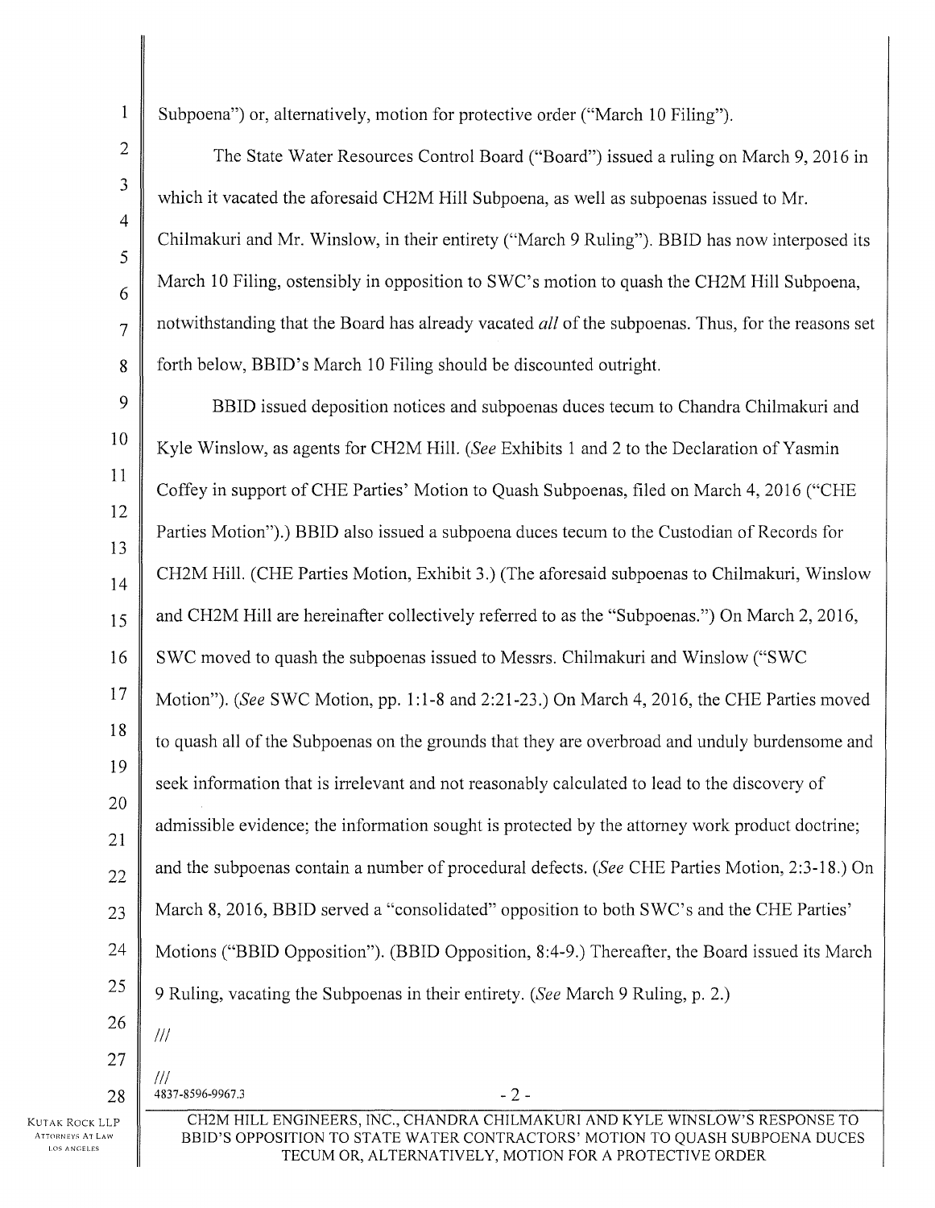Subpoena") or, alternatively, motion for protective order ("March 10 Filing").

The State Water Resources Control Board ("Board") issued a ruling on March 9, 2016 in which it vacated the aforesaid CH2M Hill Subpoena, as well as subpoenas issued to Mr. Chilmakuri and Mr. Winslow, in their entirety ("March 9 Ruling"). BBID has now interposed its March 10 Filing, ostensibly in opposition to SWC's motion to quash the CH2M Hill Subpoena, notwithstanding that the Board has already vacated *all* of the subpoenas. Thus, for the reasons set forth below, BBID's March 10 Filing should be discounted outright.

BBID issued deposition notices and subpoenas duces tecum to Chandra Chilmakuri and Kyle Winslow, as agents for CH2M Hill. (*See* Exhibits 1 and 2 to the Declaration of Yasmin Coffey in support of CHE Parties' Motion to Quash Subpoenas, filed on March 4, 2016 ("CHE Parties Motion").) BBID also issued a subpoena duces tecum to the Custodian of Records for CH2M Hill. (CHE Parties Motion, Exhibit 3.) (The aforesaid subpoenas to Chilmakuri, Winslow and CH2M Hill are hereinafter collectively referred to as the "Subpoenas.") On March 2, 2016, SWC moved to quash the subpoenas issued to Messrs. Chilmakuri and Winslow ("SWC Motion"). (*See* SWC Motion, pp. 1:1-8 and 2:21-23.) On March 4, 2016, the CHE Parties moved to quash all of the Subpoenas on the grounds that they are overbroad and unduly burdensome and seek information that is irrelevant and not reasonably calculated to lead to the discovery of admissible evidence; the information sought is protected by the attorney work product doctrine; and the subpoenas contain a number of procedural defects. (*See* CHE Parties Motion, 2:3-18.) On March 8, 2016, BBID served a "consolidated" opposition to both SWC's and the CHE Parties' Motions ("BBID Opposition"). (BBID Opposition, 8:4-9.) Thereafter, the Board issued its March 9 Ruling, vacating the Subpoenas in their entirety. (*See* March 9 Ruling, p. 2.)

///

///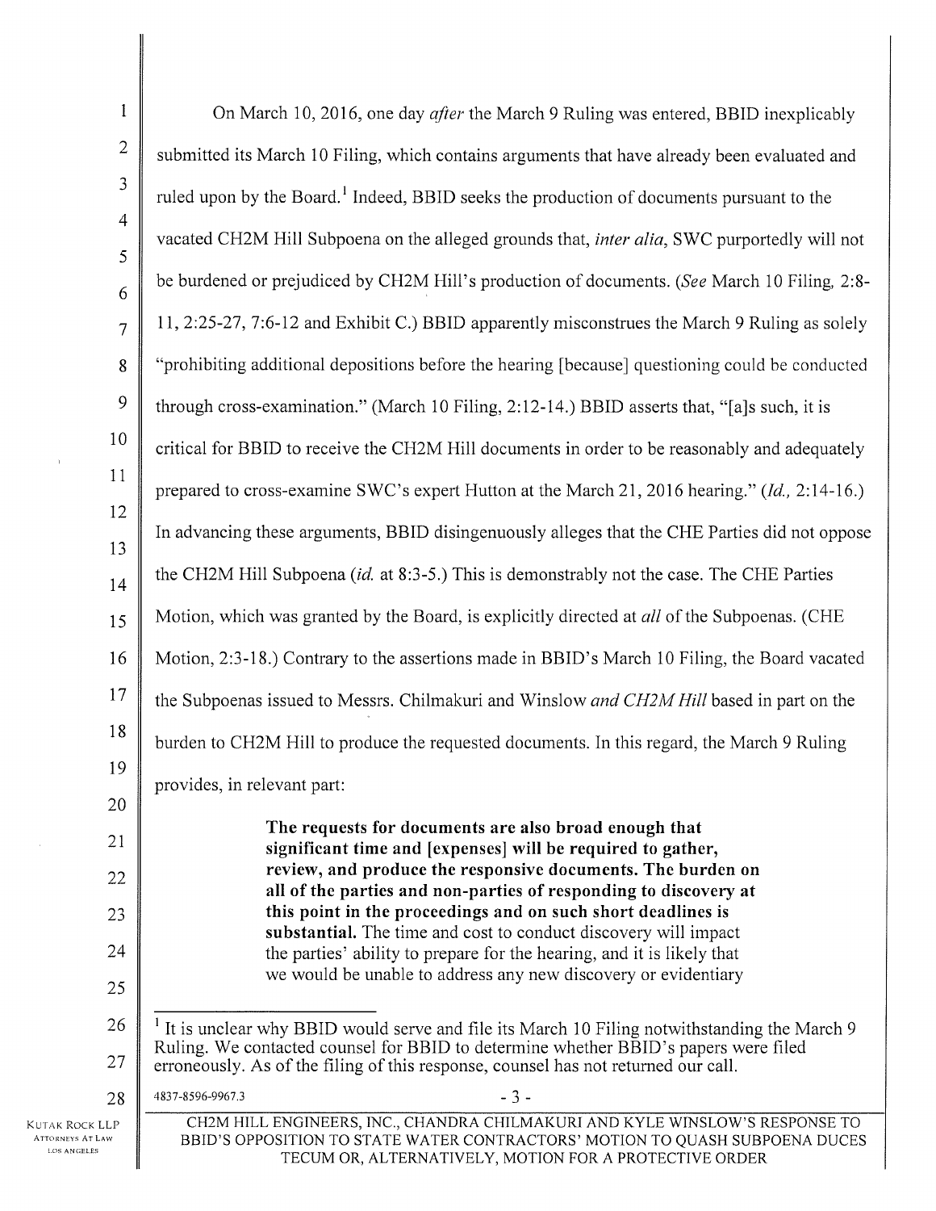On March 10, 2016, one day *after* the March 9 Ruling was entered, BBID inexplicably submitted its March 10 Filing, which contains arguments that have already been evaluated and ruled upon by the Board.[1] Indeed, BBID seeks the production of documents pursuant to the vacated CH2M Hill Subpoena on the alleged grounds that, *inter alia*, SWC purportedly will not be burdened or prejudiced by CH2M Hill's production of documents. (*See* March 10 Filing, 2:8-11, 2:25-27, 7:6-12 and Exhibit C.) BBID apparently misconstrues the March 9 Ruling as solely "prohibiting additional depositions before the hearing [because] questioning could be conducted through cross-examination." (March 10 Filing, 2:12-14.) BBID asserts that, "[a]s such, it is critical for BBID to receive the CH2M Hill documents in order to be reasonably and adequately prepared to cross-examine SWC's expert Hutton at the March 21, 2016 hearing." (*Id.*, 2:14-16.) In advancing these arguments, BBID disingenuously alleges that the CHE Parties did not oppose the CH2M Hill Subpoena (*id.* at 8:3-5.) This is demonstrably not the case. The CHE Parties Motion, which was granted by the Board, is explicitly directed at *all* of the Subpoenas. (CHE Motion, 2:3-18.) Contrary to the assertions made in BBID's March 10 Filing, the Board vacated the Subpoenas issued to Messrs. Chilmakuri and Winslow *and CH2M Hill* based in part on the burden to CH2M Hill to produce the requested documents. In this regard, the March 9 Ruling provides, in relevant part:

> **The requests for documents are also broad enough that significant time and [expenses] will be required to gather, review, and produce the responsive documents. The burden on all of the parties and non-parties of responding to discovery at this point in the proceedings and on such short deadlines is substantial.** The time and cost to conduct discovery will impact the parties' ability to prepare for the hearing, and it is likely that we would be unable to address any new discovery or evidentiary

---

[1] It is unclear why BBID would serve and file its March 10 Filing notwithstanding the March 9 Ruling. We contacted counsel for BBID to determine whether BBID's papers were filed erroneously. As of the filing of this response, counsel has not returned our call.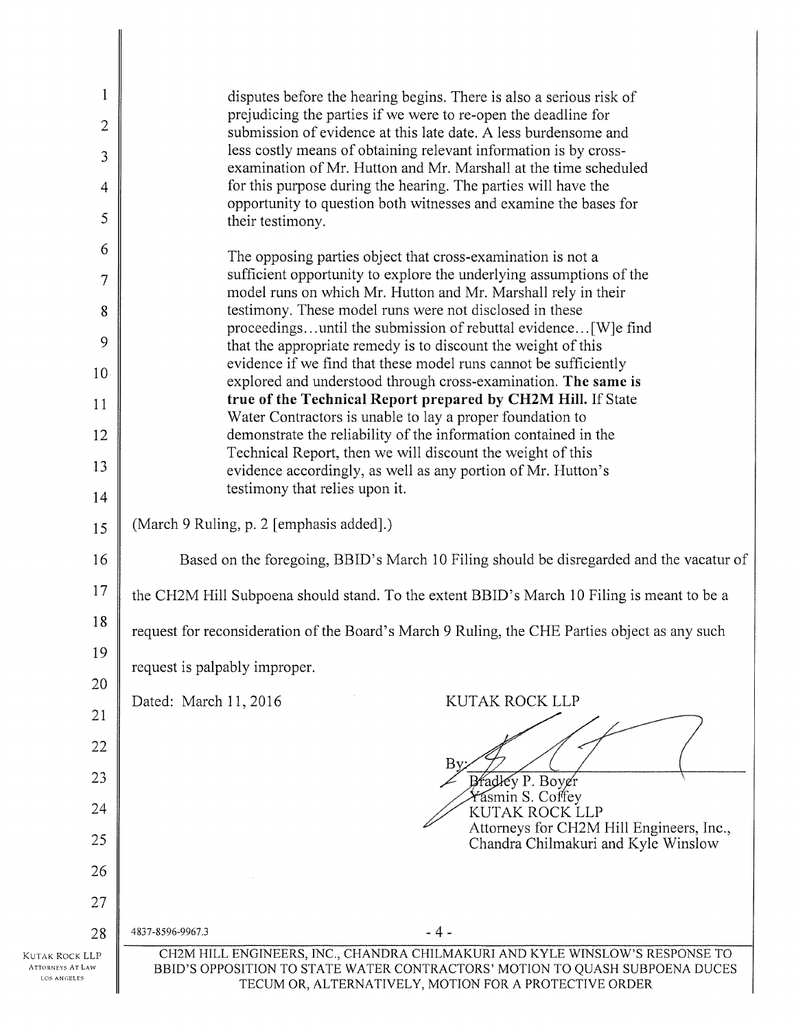> disputes before the hearing begins. There is also a serious risk of prejudicing the parties if we were to re-open the deadline for submission of evidence at this late date. A less burdensome and less costly means of obtaining relevant information is by cross-examination of Mr. Hutton and Mr. Marshall at the time scheduled for this purpose during the hearing. The parties will have the opportunity to question both witnesses and examine the bases for their testimony.
>
> The opposing parties object that cross-examination is not a sufficient opportunity to explore the underlying assumptions of the model runs on which Mr. Hutton and Mr. Marshall rely in their testimony. These model runs were not disclosed in these proceedings…until the submission of rebuttal evidence…[W]e find that the appropriate remedy is to discount the weight of this evidence if we find that these model runs cannot be sufficiently explored and understood through cross-examination. **The same is true of the Technical Report prepared by CH2M Hill.** If State Water Contractors is unable to lay a proper foundation to demonstrate the reliability of the information contained in the Technical Report, then we will discount the weight of this evidence accordingly, as well as any portion of Mr. Hutton's testimony that relies upon it.

(March 9 Ruling, p. 2 [emphasis added].)

Based on the foregoing, BBID's March 10 Filing should be disregarded and the vacatur of the CH2M Hill Subpoena should stand. To the extent BBID's March 10 Filing is meant to be a request for reconsideration of the Board's March 9 Ruling, the CHE Parties object as any such request is palpably improper.

Dated: March 11, 2016

KUTAK ROCK LLP

By: ______________________
Bradley P. Boyer
Yasmin S. Coffey
KUTAK ROCK LLP
Attorneys for CH2M Hill Engineers, Inc., Chandra Chilmakuri and Kyle Winslow

4837-8596-9967.3

CH2M HILL ENGINEERS, INC., CHANDRA CHILMAKURI AND KYLE WINSLOW'S RESPONSE TO BBID'S OPPOSITION TO STATE WATER CONTRACTORS' MOTION TO QUASH SUBPOENA DUCES TECUM OR, ALTERNATIVELY, MOTION FOR A PROTECTIVE ORDER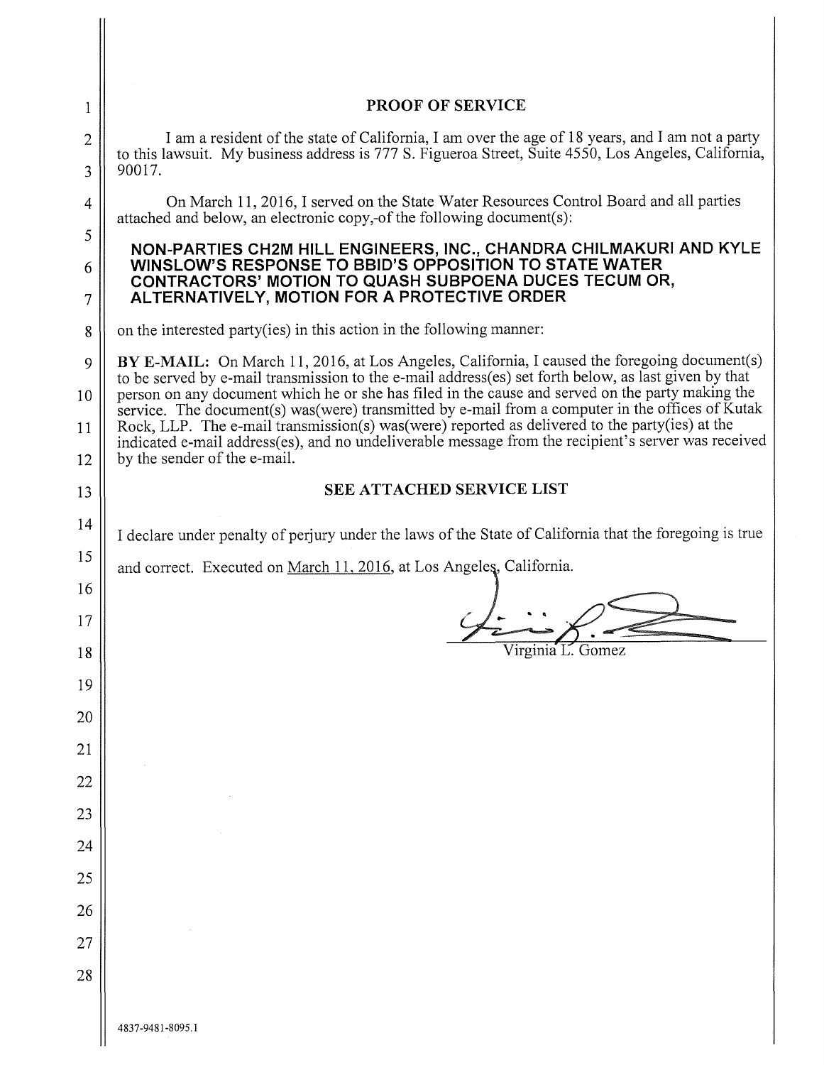# PROOF OF SERVICE

I am a resident of the state of California, I am over the age of 18 years, and I am not a party to this lawsuit. My business address is 777 S. Figueroa Street, Suite 4550, Los Angeles, California, 90017.

On March 11, 2016, I served on the State Water Resources Control Board and all parties attached and below, an electronic copy,-of the following document(s):

**NON-PARTIES CH2M HILL ENGINEERS, INC., CHANDRA CHILMAKURI AND KYLE WINSLOW'S RESPONSE TO BBID'S OPPOSITION TO STATE WATER CONTRACTORS' MOTION TO QUASH SUBPOENA DUCES TECUM OR, ALTERNATIVELY, MOTION FOR A PROTECTIVE ORDER**

on the interested party(ies) in this action in the following manner:

**BY E-MAIL:** On March 11, 2016, at Los Angeles, California, I caused the foregoing document(s) to be served by e-mail transmission to the e-mail address(es) set forth below, as last given by that person on any document which he or she has filed in the cause and served on the party making the service. The document(s) was(were) transmitted by e-mail from a computer in the offices of Kutak Rock, LLP. The e-mail transmission(s) was(were) reported as delivered to the party(ies) at the indicated e-mail address(es), and no undeliverable message from the recipient's server was received by the sender of the e-mail.

**SEE ATTACHED SERVICE LIST**

I declare under penalty of perjury under the laws of the State of California that the foregoing is true and correct. Executed on March 11, 2016, at Los Angeles, California.

Virginia L. Gomez

4837-9481-8095.1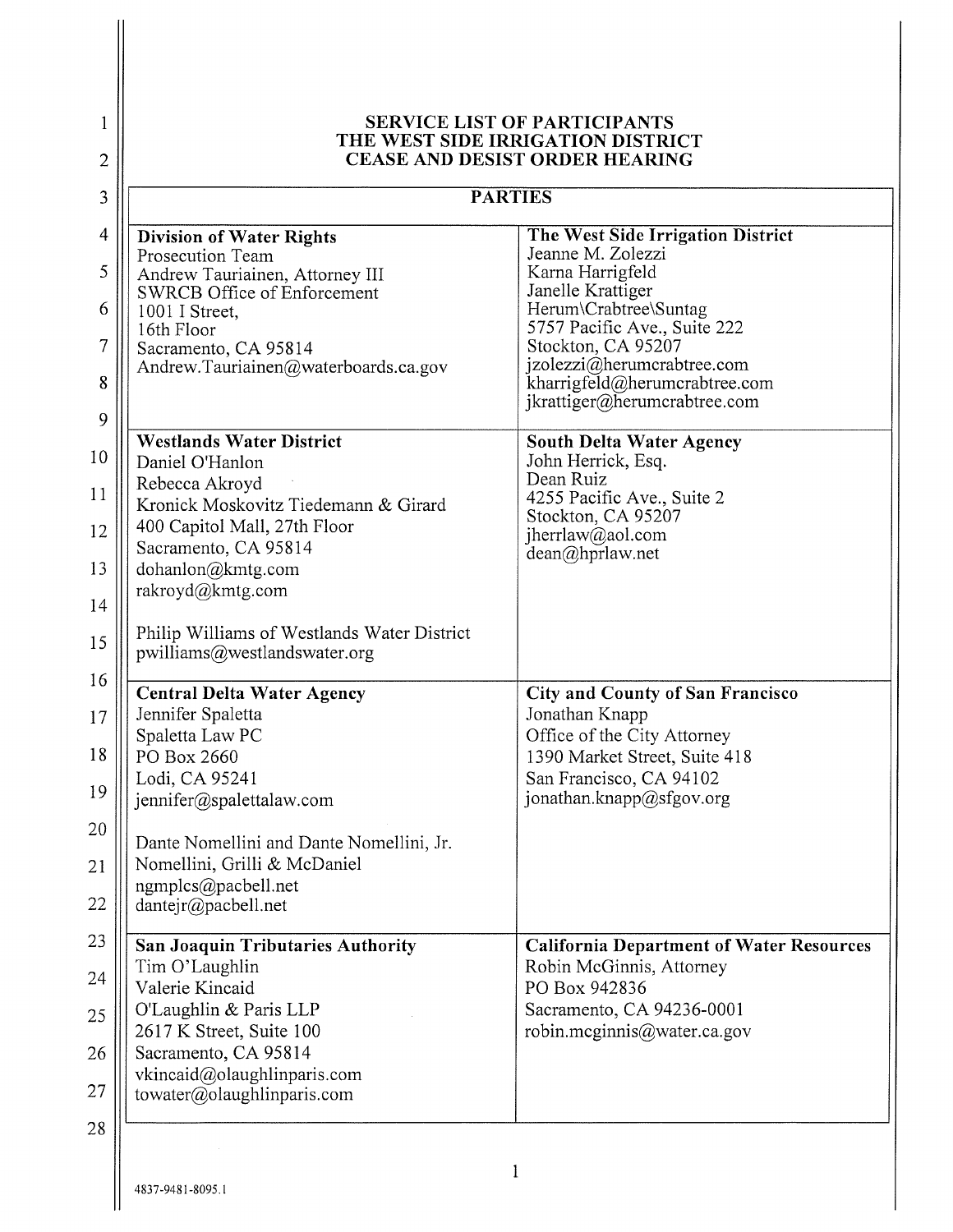**SERVICE LIST OF PARTICIPANTS**
**THE WEST SIDE IRRIGATION DISTRICT**
**CEASE AND DESIST ORDER HEARING**

| **PARTIES** | |
|---|---|
| **Division of Water Rights**<br>Prosecution Team<br>Andrew Tauriainen, Attorney III<br>SWRCB Office of Enforcement<br>1001 I Street,<br>16th Floor<br>Sacramento, CA 95814<br>Andrew.Tauriainen@waterboards.ca.gov | **The West Side Irrigation District**<br>Jeanne M. Zolezzi<br>Karna Harrigfeld<br>Janelle Krattiger<br>Herum\Crabtree\Suntag<br>5757 Pacific Ave., Suite 222<br>Stockton, CA 95207<br>jzolezzi@herumcrabtree.com<br>kharrigfeld@herumcrabtree.com<br>jkrattiger@herumcrabtree.com |
| **Westlands Water District**<br>Daniel O'Hanlon<br>Rebecca Akroyd<br>Kronick Moskovitz Tiedemann & Girard<br>400 Capitol Mall, 27th Floor<br>Sacramento, CA 95814<br>dohanlon@kmtg.com<br>rakroyd@kmtg.com<br><br>Philip Williams of Westlands Water District<br>pwilliams@westlandswater.org | **South Delta Water Agency**<br>John Herrick, Esq.<br>Dean Ruiz<br>4255 Pacific Ave., Suite 2<br>Stockton, CA 95207<br>jherrlaw@aol.com<br>dean@hprlaw.net |
| **Central Delta Water Agency**<br>Jennifer Spaletta<br>Spaletta Law PC<br>PO Box 2660<br>Lodi, CA 95241<br>jennifer@spalettalaw.com<br><br>Dante Nomellini and Dante Nomellini, Jr.<br>Nomellini, Grilli & McDaniel<br>ngmplcs@pacbell.net<br>dantejr@pacbell.net | **City and County of San Francisco**<br>Jonathan Knapp<br>Office of the City Attorney<br>1390 Market Street, Suite 418<br>San Francisco, CA 94102<br>jonathan.knapp@sfgov.org |
| **San Joaquin Tributaries Authority**<br>Tim O'Laughlin<br>Valerie Kincaid<br>O'Laughlin & Paris LLP<br>2617 K Street, Suite 100<br>Sacramento, CA 95814<br>vkincaid@olaughlinparis.com<br>towater@olaughlinparis.com | **California Department of Water Resources**<br>Robin McGinnis, Attorney<br>PO Box 942836<br>Sacramento, CA 94236-0001<br>robin.mcginnis@water.ca.gov |

4837-9481-8095.1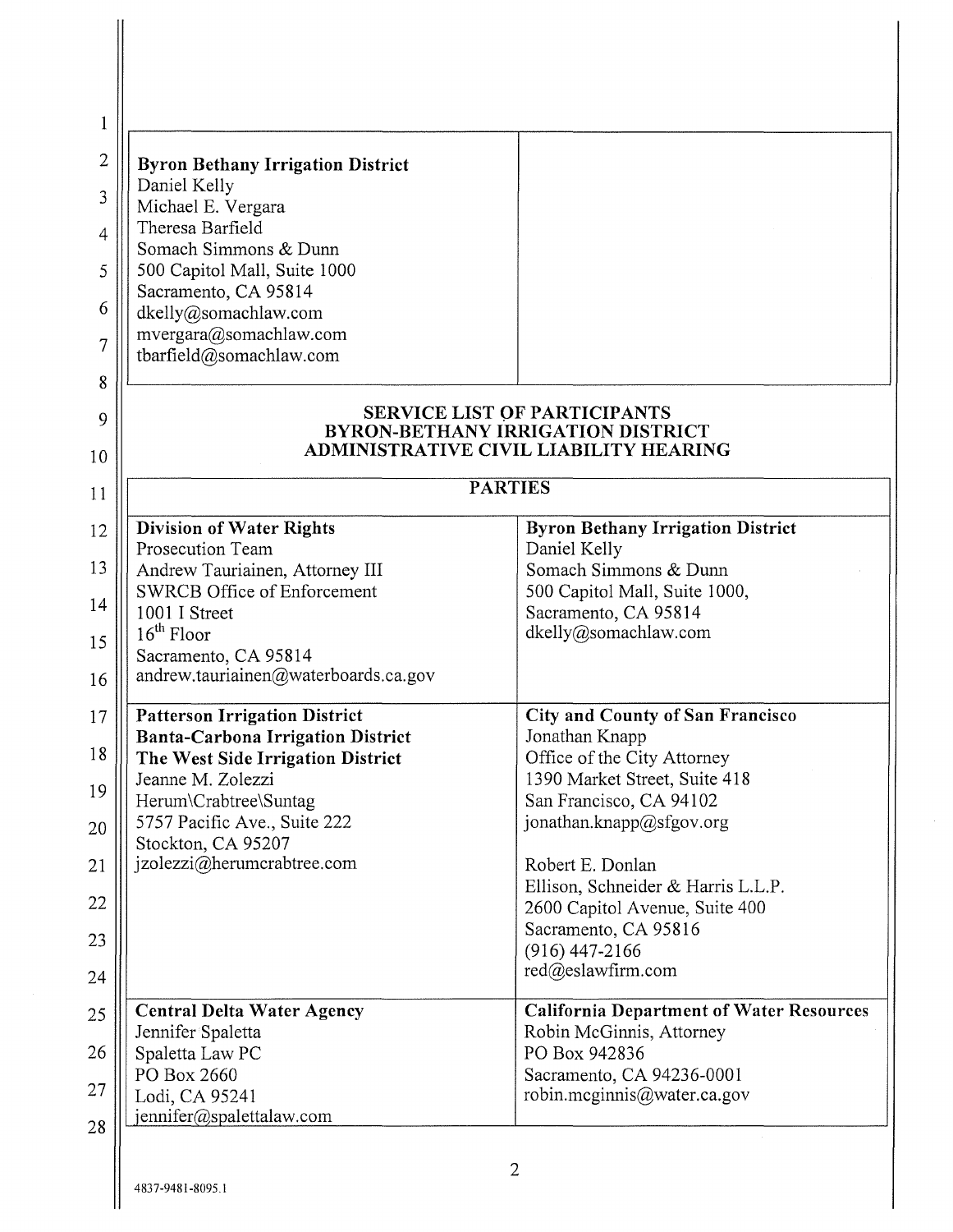| Byron Bethany Irrigation District<br>Daniel Kelly<br>Michael E. Vergara<br>Theresa Barfield<br>Somach Simmons & Dunn<br>500 Capitol Mall, Suite 1000<br>Sacramento, CA 95814<br>dkelly@somachlaw.com<br>mvergara@somachlaw.com<br>tbarfield@somachlaw.com | |
|---|---|

## SERVICE LIST OF PARTICIPANTS
## BYRON-BETHANY IRRIGATION DISTRICT
## ADMINISTRATIVE CIVIL LIABILITY HEARING

| PARTIES | |
|---|---|
| **Division of Water Rights**<br>Prosecution Team<br>Andrew Tauriainen, Attorney III<br>SWRCB Office of Enforcement<br>1001 I Street<br>16th Floor<br>Sacramento, CA 95814<br>andrew.tauriainen@waterboards.ca.gov | **Byron Bethany Irrigation District**<br>Daniel Kelly<br>Somach Simmons & Dunn<br>500 Capitol Mall, Suite 1000,<br>Sacramento, CA 95814<br>dkelly@somachlaw.com |
| **Patterson Irrigation District**<br>**Banta-Carbona Irrigation District**<br>**The West Side Irrigation District**<br>Jeanne M. Zolezzi<br>Herum\Crabtree\Suntag<br>5757 Pacific Ave., Suite 222<br>Stockton, CA 95207<br>jzolezzi@herumcrabtree.com | **City and County of San Francisco**<br>Jonathan Knapp<br>Office of the City Attorney<br>1390 Market Street, Suite 418<br>San Francisco, CA 94102<br>jonathan.knapp@sfgov.org<br><br>Robert E. Donlan<br>Ellison, Schneider & Harris L.L.P.<br>2600 Capitol Avenue, Suite 400<br>Sacramento, CA 95816<br>(916) 447-2166<br>red@eslawfirm.com |
| **Central Delta Water Agency**<br>Jennifer Spaletta<br>Spaletta Law PC<br>PO Box 2660<br>Lodi, CA 95241<br>jennifer@spalettalaw.com | **California Department of Water Resources**<br>Robin McGinnis, Attorney<br>PO Box 942836<br>Sacramento, CA 94236-0001<br>robin.mcginnis@water.ca.gov |

4837-9481-8095.1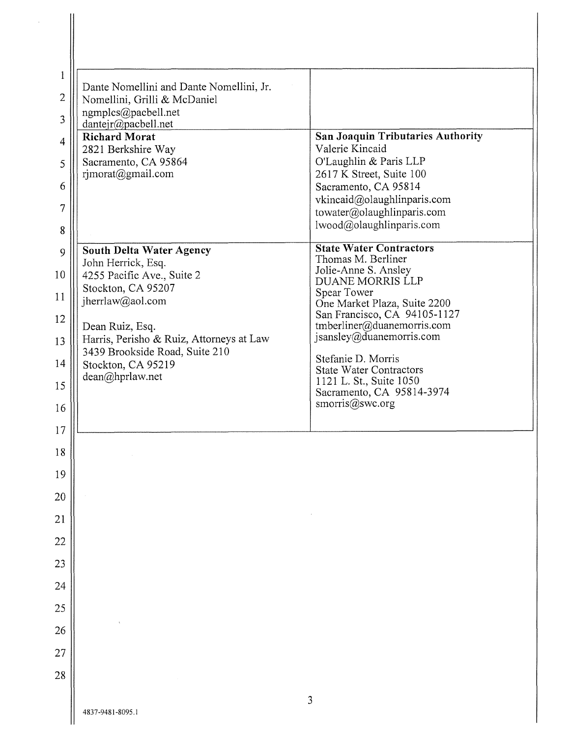| | |
|---|---|
| Dante Nomellini and Dante Nomellini, Jr.<br>Nomellini, Grilli & McDaniel<br>ngmplcs@pacbell.net<br>dantejr@pacbell.net | |
| **Richard Morat**<br>2821 Berkshire Way<br>Sacramento, CA 95864<br>rjmorat@gmail.com | **San Joaquin Tributaries Authority**<br>Valerie Kincaid<br>O'Laughlin & Paris LLP<br>2617 K Street, Suite 100<br>Sacramento, CA 95814<br>vkincaid@olaughlinparis.com<br>towater@olaughlinparis.com<br>lwood@olaughlinparis.com |
| **South Delta Water Agency**<br>John Herrick, Esq.<br>4255 Pacific Ave., Suite 2<br>Stockton, CA 95207<br>jherrlaw@aol.com<br><br>Dean Ruiz, Esq.<br>Harris, Perisho & Ruiz, Attorneys at Law<br>3439 Brookside Road, Suite 210<br>Stockton, CA 95219<br>dean@hprlaw.net | **State Water Contractors**<br>Thomas M. Berliner<br>Jolie-Anne S. Ansley<br>DUANE MORRIS LLP<br>Spear Tower<br>One Market Plaza, Suite 2200<br>San Francisco, CA 94105-1127<br>tmberliner@duanemorris.com<br>jsansley@duanemorris.com<br><br>Stefanie D. Morris<br>State Water Contractors<br>1121 L. St., Suite 1050<br>Sacramento, CA 95814-3974<br>smorris@swc.org |

4837-9481-8095.1